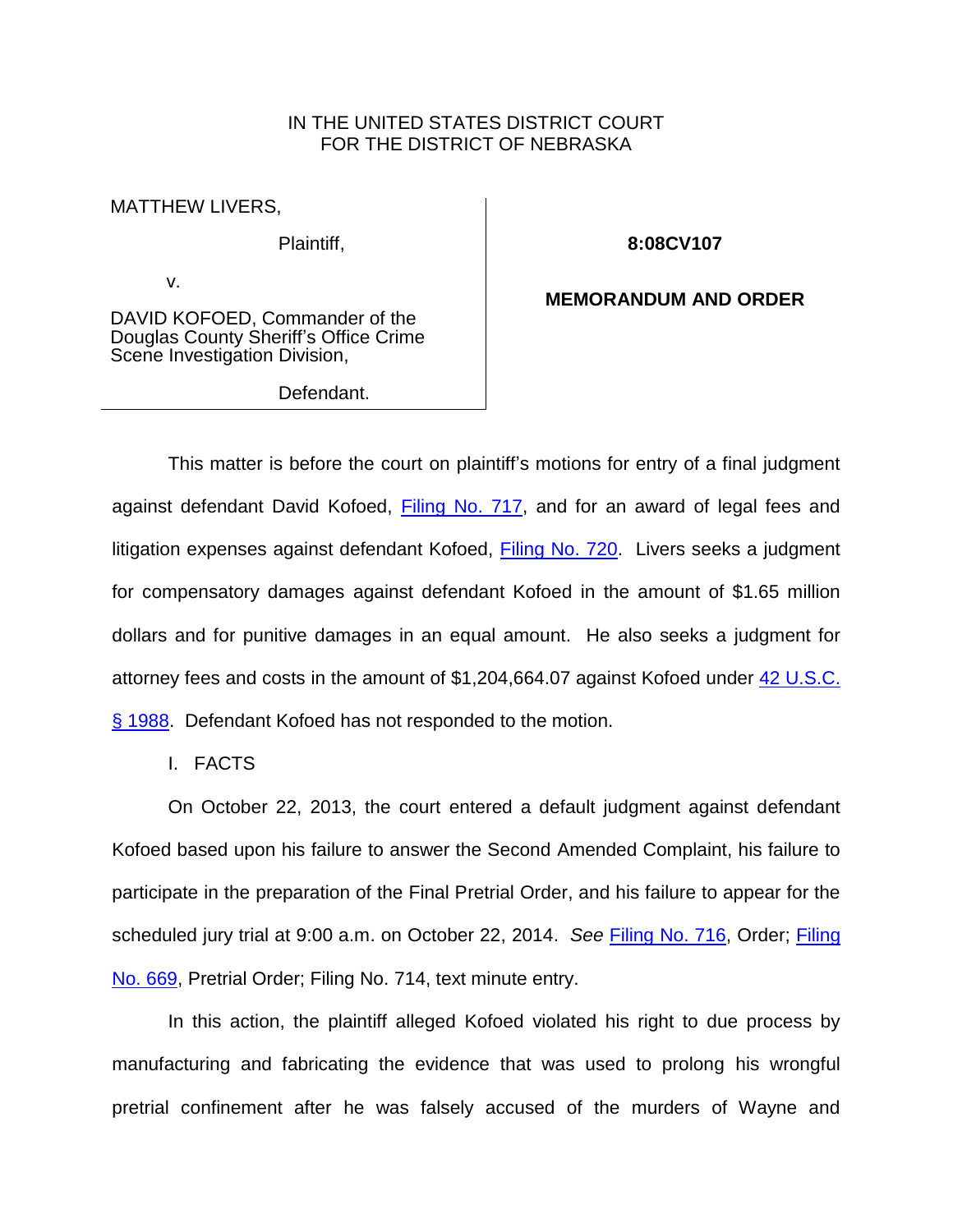IN THE UNITED STATES DISTRICT COURT
FOR THE DISTRICT OF NEBRASKA

| | |
|---|---|
| MATTHEW LIVERS, | |
| Plaintiff, | **8:08CV107** |
| v. | |
| DAVID KOFOED, Commander of the Douglas County Sheriff's Office Crime Scene Investigation Division, | **MEMORANDUM AND ORDER** |
| Defendant. | |

This matter is before the court on plaintiff's motions for entry of a final judgment against defendant David Kofoed, Filing No. 717, and for an award of legal fees and litigation expenses against defendant Kofoed, Filing No. 720. Livers seeks a judgment for compensatory damages against defendant Kofoed in the amount of $1.65 million dollars and for punitive damages in an equal amount. He also seeks a judgment for attorney fees and costs in the amount of $1,204,664.07 against Kofoed under 42 U.S.C. § 1988. Defendant Kofoed has not responded to the motion.

I. FACTS

On October 22, 2013, the court entered a default judgment against defendant Kofoed based upon his failure to answer the Second Amended Complaint, his failure to participate in the preparation of the Final Pretrial Order, and his failure to appear for the scheduled jury trial at 9:00 a.m. on October 22, 2014. *See* Filing No. 716, Order; Filing No. 669, Pretrial Order; Filing No. 714, text minute entry.

In this action, the plaintiff alleged Kofoed violated his right to due process by manufacturing and fabricating the evidence that was used to prolong his wrongful pretrial confinement after he was falsely accused of the murders of Wayne and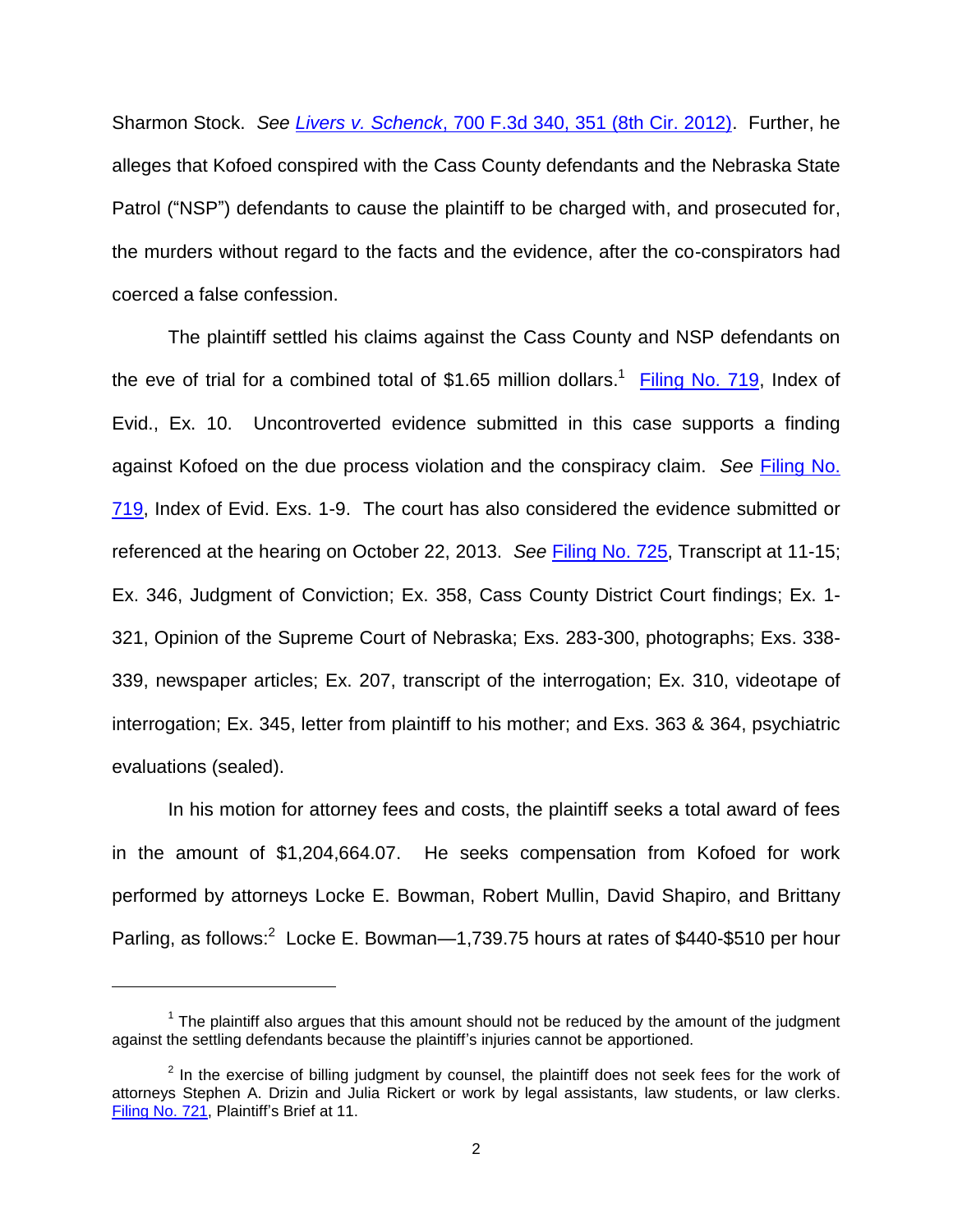Sharmon Stock. *See [Livers v. Schenck, 700 F.3d 340, 351 (8th Cir. 2012)](#)*. Further, he alleges that Kofoed conspired with the Cass County defendants and the Nebraska State Patrol ("NSP") defendants to cause the plaintiff to be charged with, and prosecuted for, the murders without regard to the facts and the evidence, after the co-conspirators had coerced a false confession.

The plaintiff settled his claims against the Cass County and NSP defendants on the eve of trial for a combined total of $1.65 million dollars.[1] Filing No. 719, Index of Evid., Ex. 10. Uncontroverted evidence submitted in this case supports a finding against Kofoed on the due process violation and the conspiracy claim. *See* Filing No. 719, Index of Evid. Exs. 1-9. The court has also considered the evidence submitted or referenced at the hearing on October 22, 2013. *See* Filing No. 725, Transcript at 11-15; Ex. 346, Judgment of Conviction; Ex. 358, Cass County District Court findings; Ex. 1-321, Opinion of the Supreme Court of Nebraska; Exs. 283-300, photographs; Exs. 338-339, newspaper articles; Ex. 207, transcript of the interrogation; Ex. 310, videotape of interrogation; Ex. 345, letter from plaintiff to his mother; and Exs. 363 & 364, psychiatric evaluations (sealed).

In his motion for attorney fees and costs, the plaintiff seeks a total award of fees in the amount of $1,204,664.07. He seeks compensation from Kofoed for work performed by attorneys Locke E. Bowman, Robert Mullin, David Shapiro, and Brittany Parling, as follows:[2] Locke E. Bowman—1,739.75 hours at rates of $440-$510 per hour

---

[1] The plaintiff also argues that this amount should not be reduced by the amount of the judgment against the settling defendants because the plaintiff's injuries cannot be apportioned.

[2] In the exercise of billing judgment by counsel, the plaintiff does not seek fees for the work of attorneys Stephen A. Drizin and Julia Rickert or work by legal assistants, law students, or law clerks. Filing No. 721, Plaintiff's Brief at 11.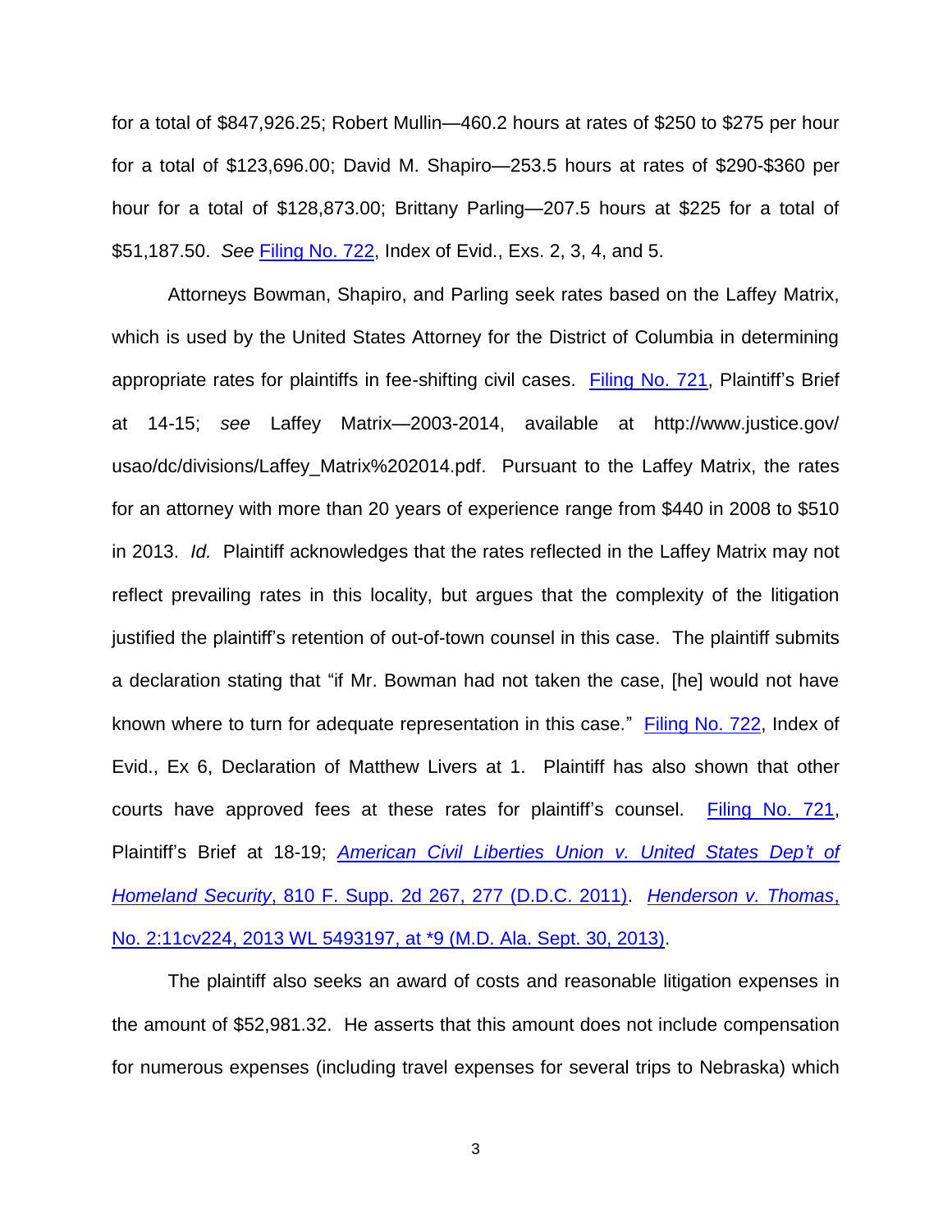for a total of $847,926.25; Robert Mullin—460.2 hours at rates of $250 to $275 per hour for a total of $123,696.00; David M. Shapiro—253.5 hours at rates of $290-$360 per hour for a total of $128,873.00; Brittany Parling—207.5 hours at $225 for a total of $51,187.50. *See* Filing No. 722, Index of Evid., Exs. 2, 3, 4, and 5.

Attorneys Bowman, Shapiro, and Parling seek rates based on the Laffey Matrix, which is used by the United States Attorney for the District of Columbia in determining appropriate rates for plaintiffs in fee-shifting civil cases. Filing No. 721, Plaintiff's Brief at 14-15; *see* Laffey Matrix—2003-2014, available at http://www.justice.gov/usao/dc/divisions/Laffey_Matrix%202014.pdf. Pursuant to the Laffey Matrix, the rates for an attorney with more than 20 years of experience range from $440 in 2008 to $510 in 2013. *Id.* Plaintiff acknowledges that the rates reflected in the Laffey Matrix may not reflect prevailing rates in this locality, but argues that the complexity of the litigation justified the plaintiff's retention of out-of-town counsel in this case. The plaintiff submits a declaration stating that "if Mr. Bowman had not taken the case, [he] would not have known where to turn for adequate representation in this case." Filing No. 722, Index of Evid., Ex 6, Declaration of Matthew Livers at 1. Plaintiff has also shown that other courts have approved fees at these rates for plaintiff's counsel. Filing No. 721, Plaintiff's Brief at 18-19; *American Civil Liberties Union v. United States Dep't of Homeland Security*, 810 F. Supp. 2d 267, 277 (D.D.C. 2011). *Henderson v. Thomas*, No. 2:11cv224, 2013 WL 5493197, at *9 (M.D. Ala. Sept. 30, 2013).

The plaintiff also seeks an award of costs and reasonable litigation expenses in the amount of $52,981.32. He asserts that this amount does not include compensation for numerous expenses (including travel expenses for several trips to Nebraska) which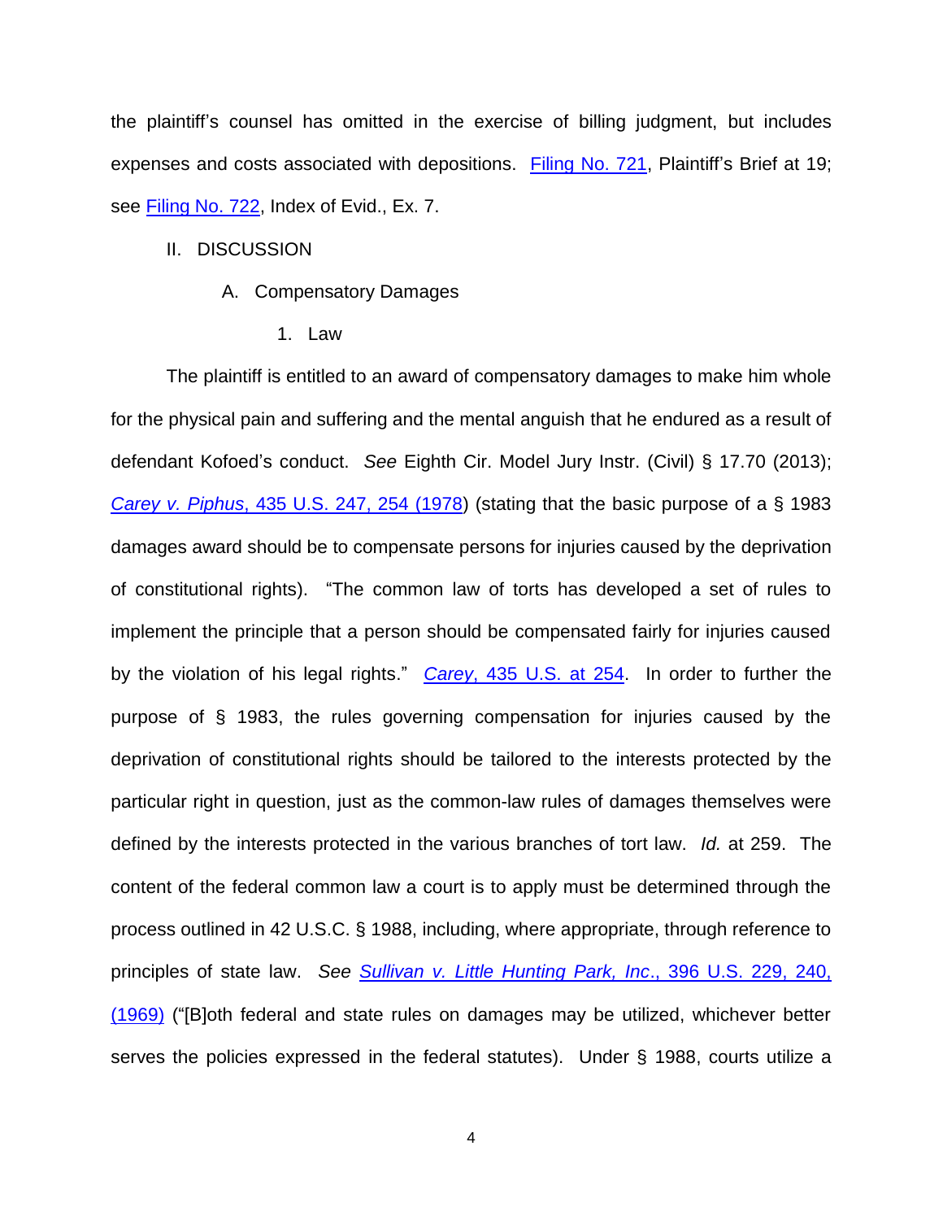the plaintiff's counsel has omitted in the exercise of billing judgment, but includes expenses and costs associated with depositions. Filing No. 721, Plaintiff's Brief at 19; see Filing No. 722, Index of Evid., Ex. 7.

## II. DISCUSSION

### A. Compensatory Damages

#### 1. Law

The plaintiff is entitled to an award of compensatory damages to make him whole for the physical pain and suffering and the mental anguish that he endured as a result of defendant Kofoed's conduct. *See* Eighth Cir. Model Jury Instr. (Civil) § 17.70 (2013); *Carey v. Piphus*, 435 U.S. 247, 254 (1978) (stating that the basic purpose of a § 1983 damages award should be to compensate persons for injuries caused by the deprivation of constitutional rights). "The common law of torts has developed a set of rules to implement the principle that a person should be compensated fairly for injuries caused by the violation of his legal rights." *Carey*, 435 U.S. at 254. In order to further the purpose of § 1983, the rules governing compensation for injuries caused by the deprivation of constitutional rights should be tailored to the interests protected by the particular right in question, just as the common-law rules of damages themselves were defined by the interests protected in the various branches of tort law. *Id.* at 259. The content of the federal common law a court is to apply must be determined through the process outlined in 42 U.S.C. § 1988, including, where appropriate, through reference to principles of state law. *See* *Sullivan v. Little Hunting Park, Inc*., 396 U.S. 229, 240, (1969) ("[B]oth federal and state rules on damages may be utilized, whichever better serves the policies expressed in the federal statutes). Under § 1988, courts utilize a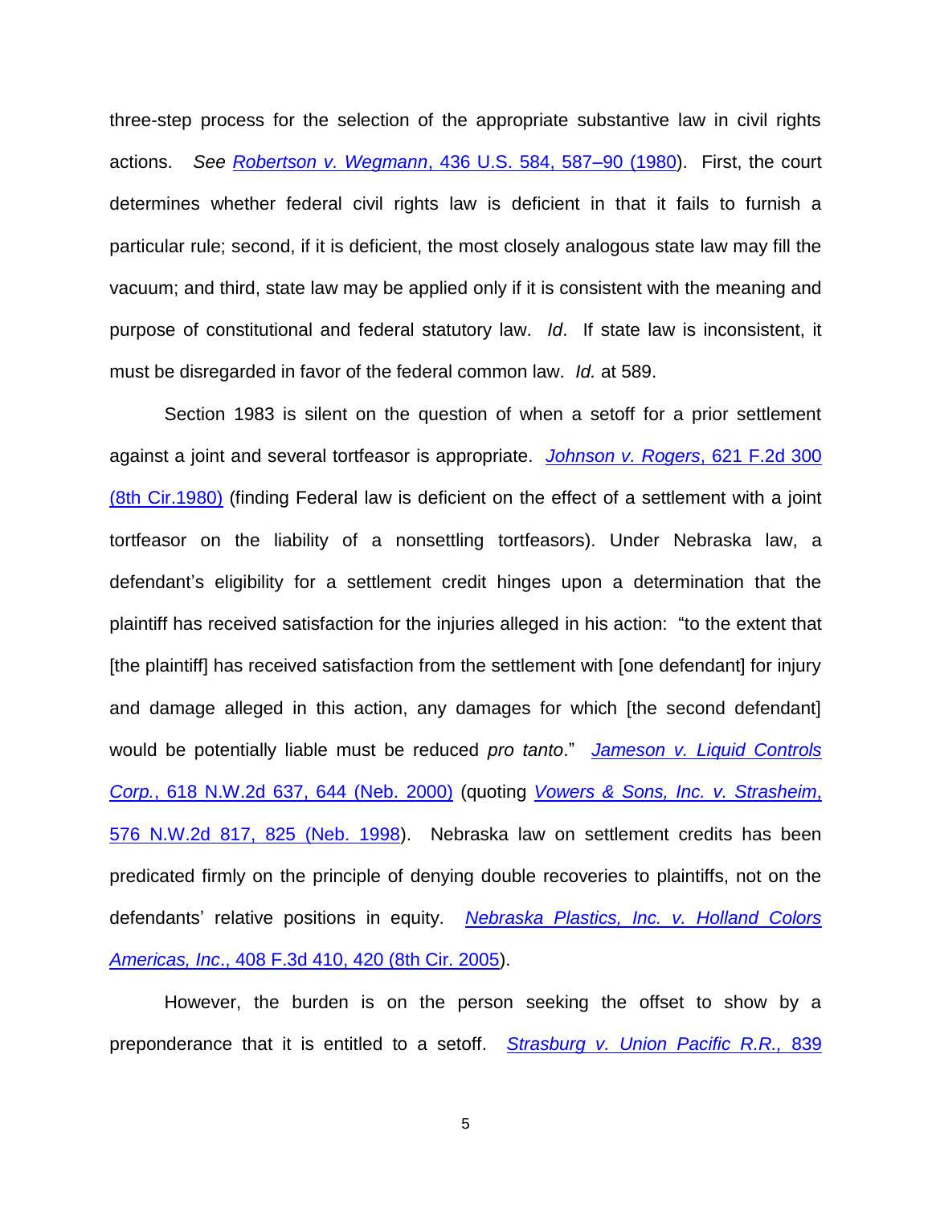three-step process for the selection of the appropriate substantive law in civil rights actions. *See* *Robertson v. Wegmann*, 436 U.S. 584, 587–90 (1980). First, the court determines whether federal civil rights law is deficient in that it fails to furnish a particular rule; second, if it is deficient, the most closely analogous state law may fill the vacuum; and third, state law may be applied only if it is consistent with the meaning and purpose of constitutional and federal statutory law. *Id*. If state law is inconsistent, it must be disregarded in favor of the federal common law. *Id.* at 589.

Section 1983 is silent on the question of when a setoff for a prior settlement against a joint and several tortfeasor is appropriate. *Johnson v. Rogers*, 621 F.2d 300 (8th Cir.1980) (finding Federal law is deficient on the effect of a settlement with a joint tortfeasor on the liability of a nonsettling tortfeasors). Under Nebraska law, a defendant's eligibility for a settlement credit hinges upon a determination that the plaintiff has received satisfaction for the injuries alleged in his action: "to the extent that [the plaintiff] has received satisfaction from the settlement with [one defendant] for injury and damage alleged in this action, any damages for which [the second defendant] would be potentially liable must be reduced *pro tanto*." *Jameson v. Liquid Controls Corp.*, 618 N.W.2d 637, 644 (Neb. 2000) (quoting *Vowers & Sons, Inc. v. Strasheim*, 576 N.W.2d 817, 825 (Neb. 1998). Nebraska law on settlement credits has been predicated firmly on the principle of denying double recoveries to plaintiffs, not on the defendants' relative positions in equity. *Nebraska Plastics, Inc. v. Holland Colors Americas, Inc*., 408 F.3d 410, 420 (8th Cir. 2005).

However, the burden is on the person seeking the offset to show by a preponderance that it is entitled to a setoff. *Strasburg v. Union Pacific R.R.*, 839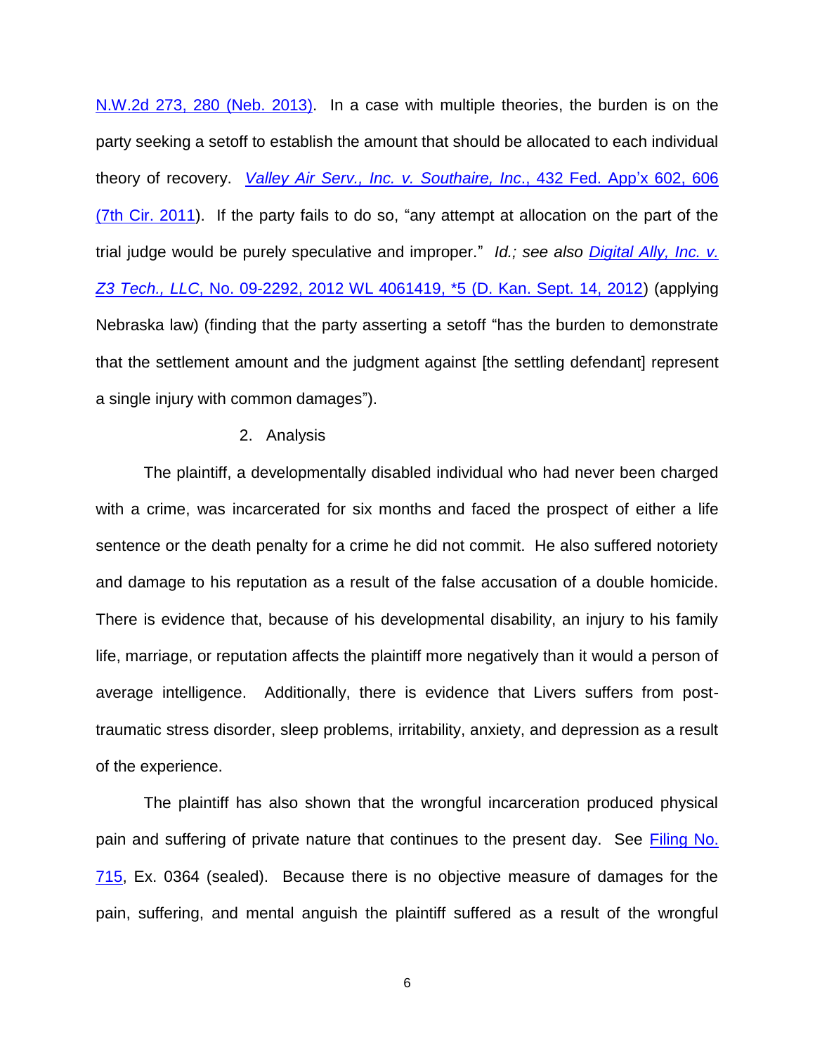N.W.2d 273, 280 (Neb. 2013). In a case with multiple theories, the burden is on the party seeking a setoff to establish the amount that should be allocated to each individual theory of recovery. *Valley Air Serv., Inc. v. Southaire, Inc.*, 432 Fed. App'x 602, 606 (7th Cir. 2011). If the party fails to do so, "any attempt at allocation on the part of the trial judge would be purely speculative and improper." *Id.; see also Digital Ally, Inc. v. Z3 Tech., LLC*, No. 09-2292, 2012 WL 4061419, *5 (D. Kan. Sept. 14, 2012) (applying Nebraska law) (finding that the party asserting a setoff "has the burden to demonstrate that the settlement amount and the judgment against [the settling defendant] represent a single injury with common damages").

2. Analysis

The plaintiff, a developmentally disabled individual who had never been charged with a crime, was incarcerated for six months and faced the prospect of either a life sentence or the death penalty for a crime he did not commit. He also suffered notoriety and damage to his reputation as a result of the false accusation of a double homicide. There is evidence that, because of his developmental disability, an injury to his family life, marriage, or reputation affects the plaintiff more negatively than it would a person of average intelligence. Additionally, there is evidence that Livers suffers from post-traumatic stress disorder, sleep problems, irritability, anxiety, and depression as a result of the experience.

The plaintiff has also shown that the wrongful incarceration produced physical pain and suffering of private nature that continues to the present day. See Filing No. 715, Ex. 0364 (sealed). Because there is no objective measure of damages for the pain, suffering, and mental anguish the plaintiff suffered as a result of the wrongful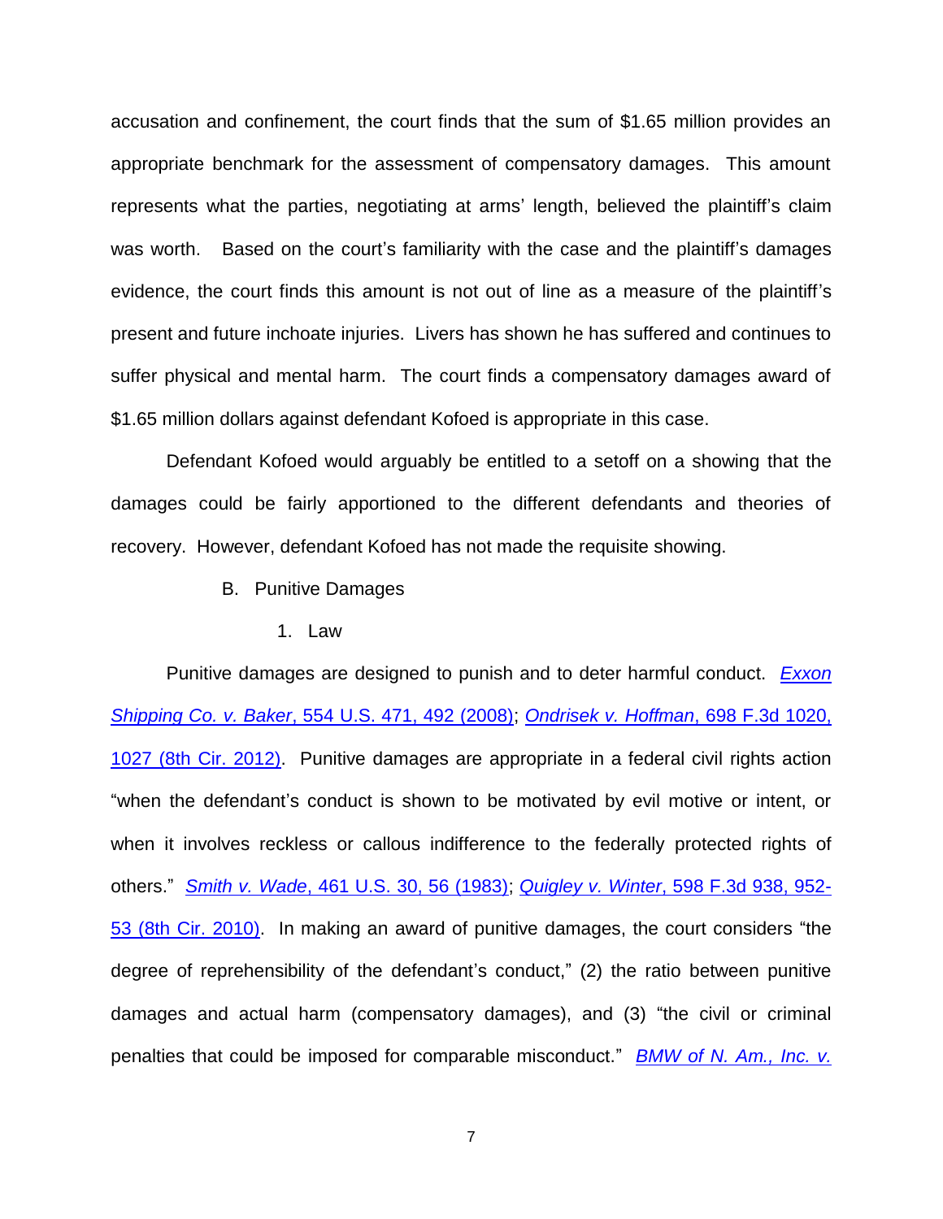accusation and confinement, the court finds that the sum of $1.65 million provides an appropriate benchmark for the assessment of compensatory damages. This amount represents what the parties, negotiating at arms' length, believed the plaintiff's claim was worth. Based on the court's familiarity with the case and the plaintiff's damages evidence, the court finds this amount is not out of line as a measure of the plaintiff's present and future inchoate injuries. Livers has shown he has suffered and continues to suffer physical and mental harm. The court finds a compensatory damages award of $1.65 million dollars against defendant Kofoed is appropriate in this case.

Defendant Kofoed would arguably be entitled to a setoff on a showing that the damages could be fairly apportioned to the different defendants and theories of recovery. However, defendant Kofoed has not made the requisite showing.

B. Punitive Damages

1. Law

Punitive damages are designed to punish and to deter harmful conduct. *Exxon Shipping Co. v. Baker*, 554 U.S. 471, 492 (2008); *Ondrisek v. Hoffman*, 698 F.3d 1020, 1027 (8th Cir. 2012). Punitive damages are appropriate in a federal civil rights action "when the defendant's conduct is shown to be motivated by evil motive or intent, or when it involves reckless or callous indifference to the federally protected rights of others." *Smith v. Wade*, 461 U.S. 30, 56 (1983); *Quigley v. Winter*, 598 F.3d 938, 952-53 (8th Cir. 2010). In making an award of punitive damages, the court considers "the degree of reprehensibility of the defendant's conduct," (2) the ratio between punitive damages and actual harm (compensatory damages), and (3) "the civil or criminal penalties that could be imposed for comparable misconduct." *BMW of N. Am., Inc. v.*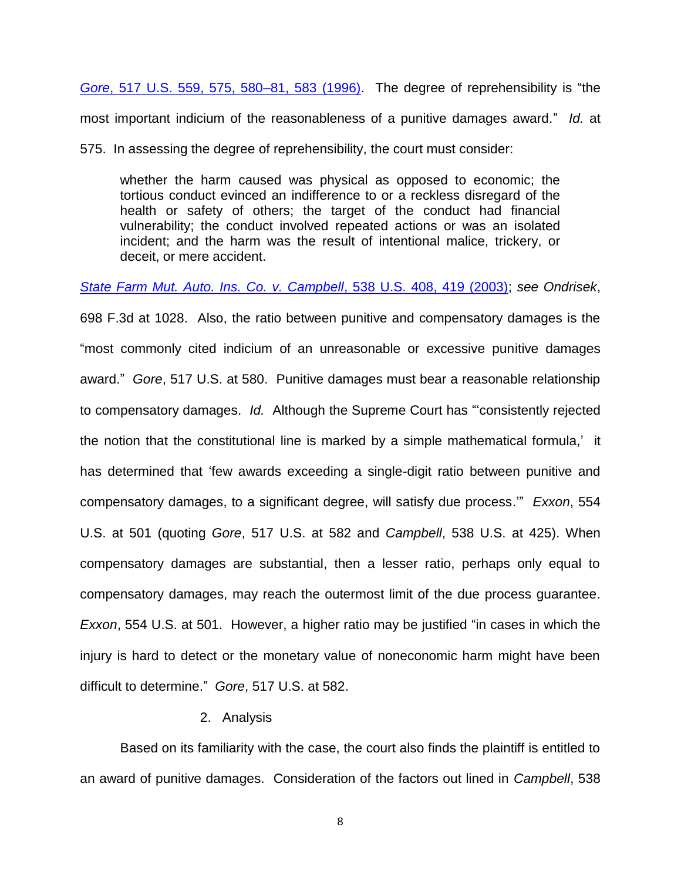*Gore*, 517 U.S. 559, 575, 580–81, 583 (1996). The degree of reprehensibility is "the most important indicium of the reasonableness of a punitive damages award." *Id.* at 575. In assessing the degree of reprehensibility, the court must consider:

> whether the harm caused was physical as opposed to economic; the tortious conduct evinced an indifference to or a reckless disregard of the health or safety of others; the target of the conduct had financial vulnerability; the conduct involved repeated actions or was an isolated incident; and the harm was the result of intentional malice, trickery, or deceit, or mere accident.

*State Farm Mut. Auto. Ins. Co. v. Campbell*, 538 U.S. 408, 419 (2003); *see Ondrisek*, 698 F.3d at 1028. Also, the ratio between punitive and compensatory damages is the "most commonly cited indicium of an unreasonable or excessive punitive damages award." *Gore*, 517 U.S. at 580. Punitive damages must bear a reasonable relationship to compensatory damages. *Id.* Although the Supreme Court has "'consistently rejected the notion that the constitutional line is marked by a simple mathematical formula,' it has determined that 'few awards exceeding a single-digit ratio between punitive and compensatory damages, to a significant degree, will satisfy due process.'" *Exxon*, 554 U.S. at 501 (quoting *Gore*, 517 U.S. at 582 and *Campbell*, 538 U.S. at 425). When compensatory damages are substantial, then a lesser ratio, perhaps only equal to compensatory damages, may reach the outermost limit of the due process guarantee. *Exxon*, 554 U.S. at 501. However, a higher ratio may be justified "in cases in which the injury is hard to detect or the monetary value of noneconomic harm might have been difficult to determine." *Gore*, 517 U.S. at 582.

2. Analysis

Based on its familiarity with the case, the court also finds the plaintiff is entitled to an award of punitive damages. Consideration of the factors out lined in *Campbell*, 538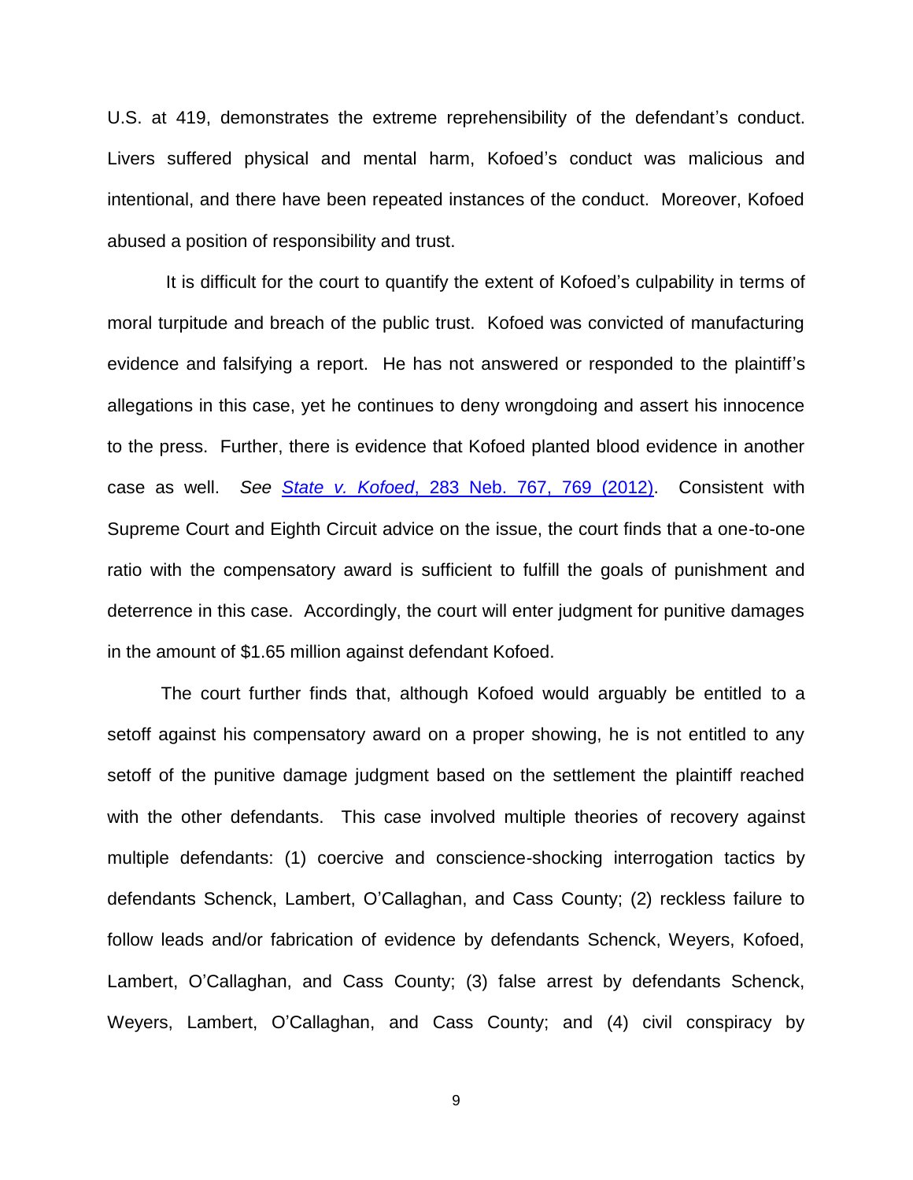U.S. at 419, demonstrates the extreme reprehensibility of the defendant's conduct. Livers suffered physical and mental harm, Kofoed's conduct was malicious and intentional, and there have been repeated instances of the conduct. Moreover, Kofoed abused a position of responsibility and trust.

It is difficult for the court to quantify the extent of Kofoed's culpability in terms of moral turpitude and breach of the public trust. Kofoed was convicted of manufacturing evidence and falsifying a report. He has not answered or responded to the plaintiff's allegations in this case, yet he continues to deny wrongdoing and assert his innocence to the press. Further, there is evidence that Kofoed planted blood evidence in another case as well. *See* [*State v. Kofoed*, 283 Neb. 767, 769 (2012)]. Consistent with Supreme Court and Eighth Circuit advice on the issue, the court finds that a one-to-one ratio with the compensatory award is sufficient to fulfill the goals of punishment and deterrence in this case. Accordingly, the court will enter judgment for punitive damages in the amount of $1.65 million against defendant Kofoed.

The court further finds that, although Kofoed would arguably be entitled to a setoff against his compensatory award on a proper showing, he is not entitled to any setoff of the punitive damage judgment based on the settlement the plaintiff reached with the other defendants. This case involved multiple theories of recovery against multiple defendants: (1) coercive and conscience-shocking interrogation tactics by defendants Schenck, Lambert, O'Callaghan, and Cass County; (2) reckless failure to follow leads and/or fabrication of evidence by defendants Schenck, Weyers, Kofoed, Lambert, O'Callaghan, and Cass County; (3) false arrest by defendants Schenck, Weyers, Lambert, O'Callaghan, and Cass County; and (4) civil conspiracy by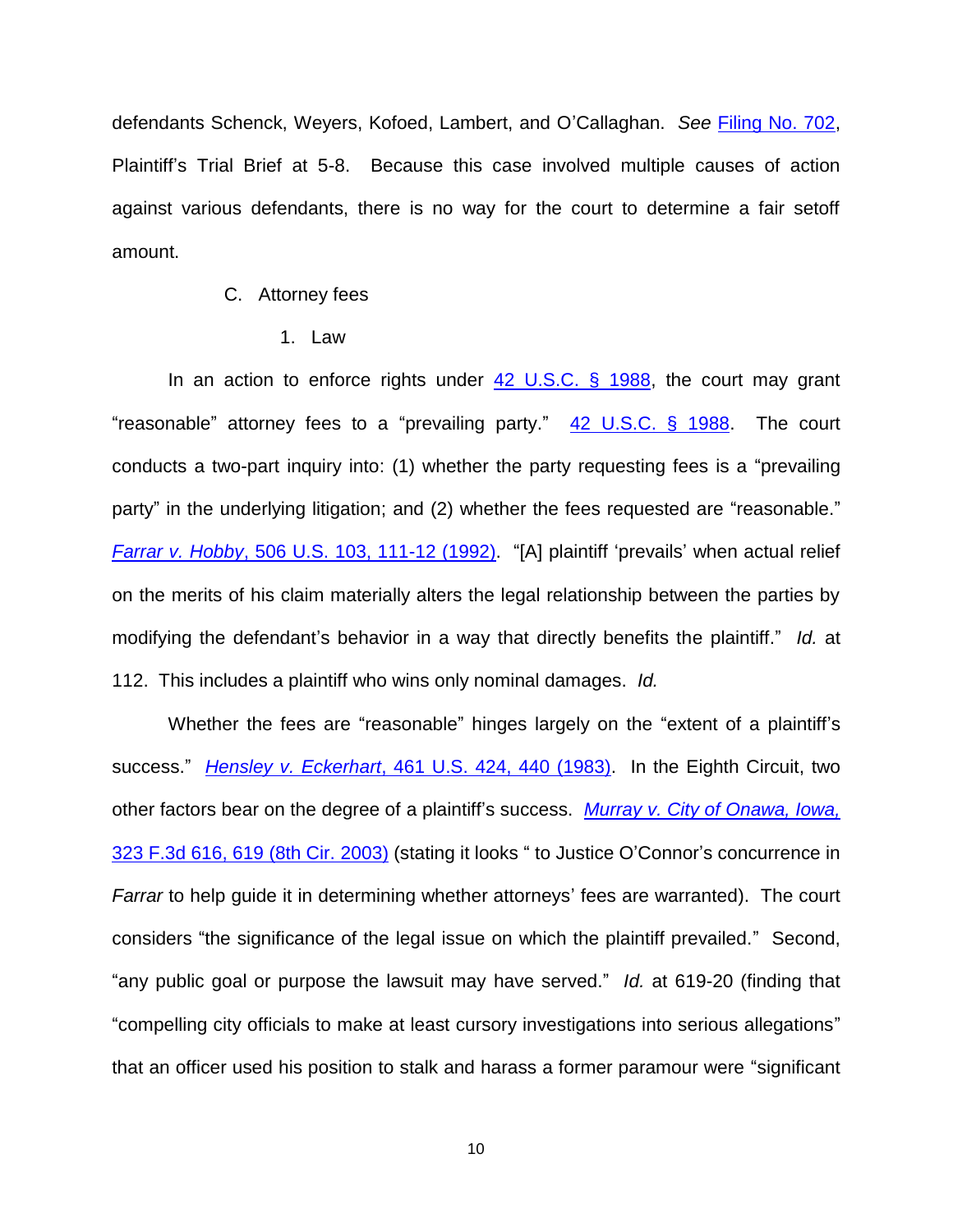defendants Schenck, Weyers, Kofoed, Lambert, and O'Callaghan. *See* Filing No. 702, Plaintiff's Trial Brief at 5-8. Because this case involved multiple causes of action against various defendants, there is no way for the court to determine a fair setoff amount.

C. Attorney fees

1. Law

In an action to enforce rights under 42 U.S.C. § 1988, the court may grant "reasonable" attorney fees to a "prevailing party." 42 U.S.C. § 1988. The court conducts a two-part inquiry into: (1) whether the party requesting fees is a "prevailing party" in the underlying litigation; and (2) whether the fees requested are "reasonable." *Farrar v. Hobby*, 506 U.S. 103, 111-12 (1992). "[A] plaintiff 'prevails' when actual relief on the merits of his claim materially alters the legal relationship between the parties by modifying the defendant's behavior in a way that directly benefits the plaintiff." *Id.* at 112. This includes a plaintiff who wins only nominal damages. *Id.*

Whether the fees are "reasonable" hinges largely on the "extent of a plaintiff's success." *Hensley v. Eckerhart*, 461 U.S. 424, 440 (1983). In the Eighth Circuit, two other factors bear on the degree of a plaintiff's success. *Murray v. City of Onawa, Iowa,* 323 F.3d 616, 619 (8th Cir. 2003) (stating it looks " to Justice O'Connor's concurrence in *Farrar* to help guide it in determining whether attorneys' fees are warranted). The court considers "the significance of the legal issue on which the plaintiff prevailed." Second, "any public goal or purpose the lawsuit may have served." *Id.* at 619-20 (finding that "compelling city officials to make at least cursory investigations into serious allegations" that an officer used his position to stalk and harass a former paramour were "significant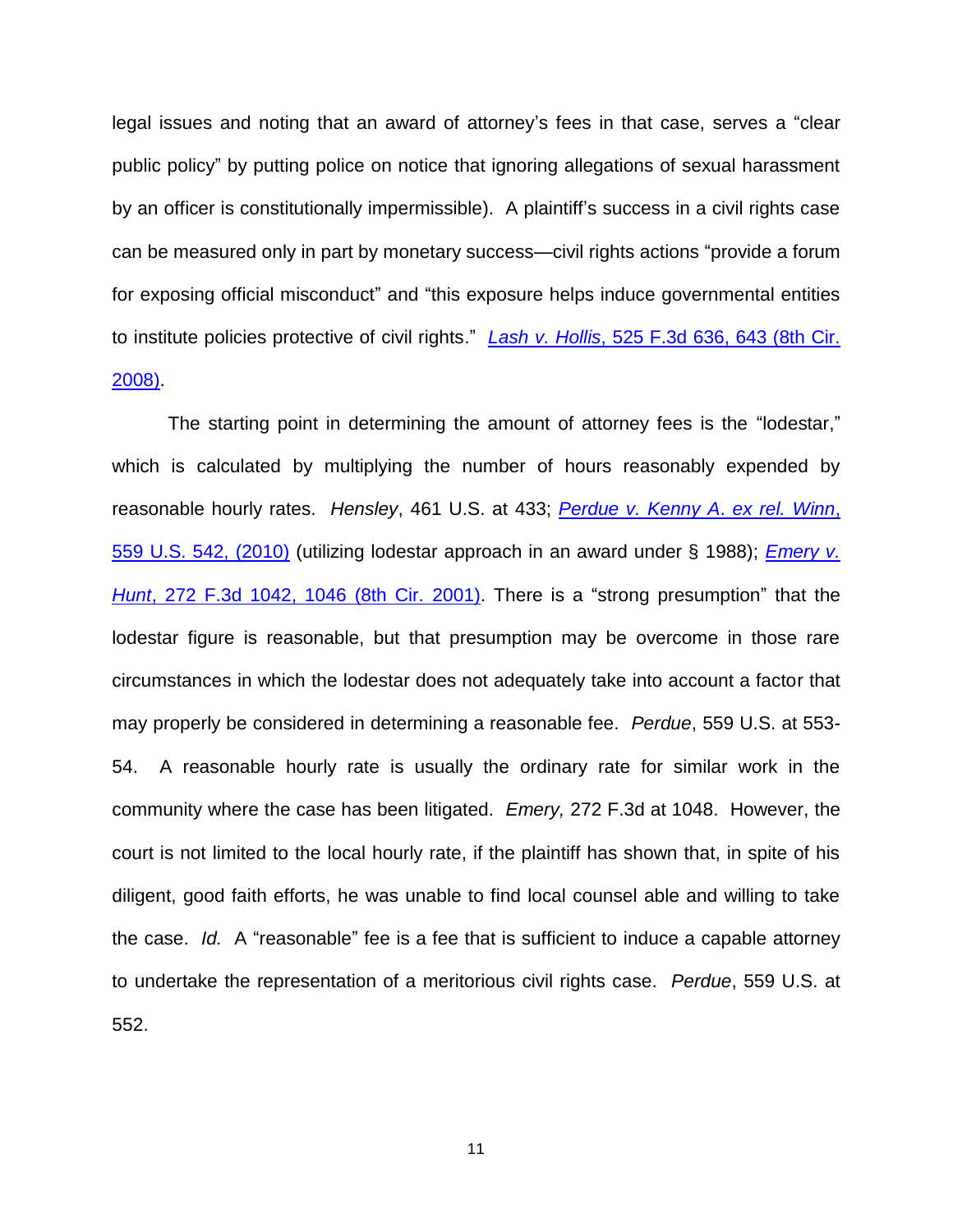legal issues and noting that an award of attorney's fees in that case, serves a "clear public policy" by putting police on notice that ignoring allegations of sexual harassment by an officer is constitutionally impermissible). A plaintiff's success in a civil rights case can be measured only in part by monetary success—civil rights actions "provide a forum for exposing official misconduct" and "this exposure helps induce governmental entities to institute policies protective of civil rights." *Lash v. Hollis*, 525 F.3d 636, 643 (8th Cir. 2008).

The starting point in determining the amount of attorney fees is the "lodestar," which is calculated by multiplying the number of hours reasonably expended by reasonable hourly rates. *Hensley*, 461 U.S. at 433; *Perdue v. Kenny A. ex rel. Winn*, 559 U.S. 542, (2010) (utilizing lodestar approach in an award under § 1988); *Emery v. Hunt*, 272 F.3d 1042, 1046 (8th Cir. 2001). There is a "strong presumption" that the lodestar figure is reasonable, but that presumption may be overcome in those rare circumstances in which the lodestar does not adequately take into account a factor that may properly be considered in determining a reasonable fee. *Perdue*, 559 U.S. at 553-54. A reasonable hourly rate is usually the ordinary rate for similar work in the community where the case has been litigated. *Emery,* 272 F.3d at 1048. However, the court is not limited to the local hourly rate, if the plaintiff has shown that, in spite of his diligent, good faith efforts, he was unable to find local counsel able and willing to take the case. *Id.* A "reasonable" fee is a fee that is sufficient to induce a capable attorney to undertake the representation of a meritorious civil rights case. *Perdue*, 559 U.S. at 552.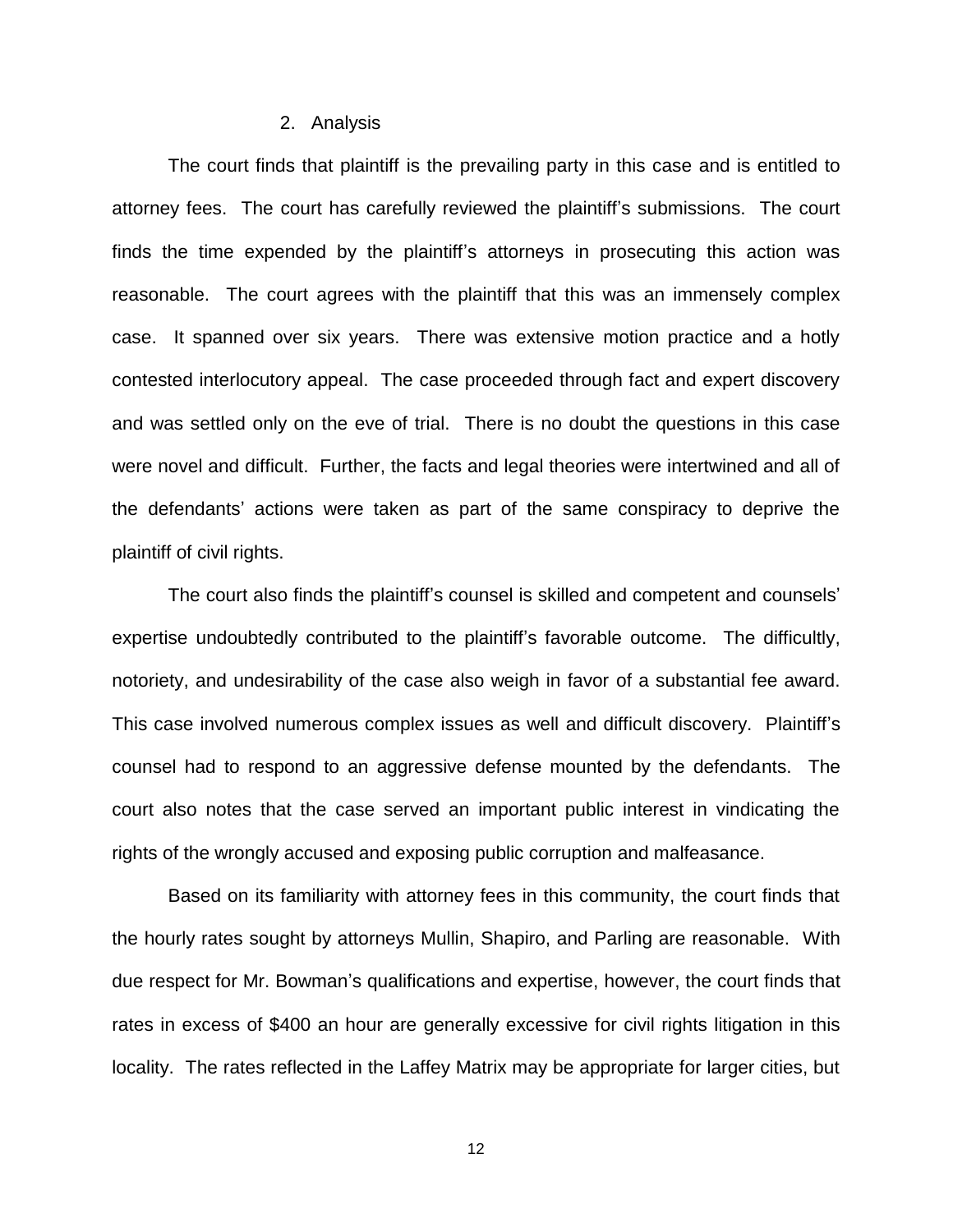2. Analysis

The court finds that plaintiff is the prevailing party in this case and is entitled to attorney fees. The court has carefully reviewed the plaintiff's submissions. The court finds the time expended by the plaintiff's attorneys in prosecuting this action was reasonable. The court agrees with the plaintiff that this was an immensely complex case. It spanned over six years. There was extensive motion practice and a hotly contested interlocutory appeal. The case proceeded through fact and expert discovery and was settled only on the eve of trial. There is no doubt the questions in this case were novel and difficult. Further, the facts and legal theories were intertwined and all of the defendants' actions were taken as part of the same conspiracy to deprive the plaintiff of civil rights.

The court also finds the plaintiff's counsel is skilled and competent and counsels' expertise undoubtedly contributed to the plaintiff's favorable outcome. The difficultly, notoriety, and undesirability of the case also weigh in favor of a substantial fee award. This case involved numerous complex issues as well and difficult discovery. Plaintiff's counsel had to respond to an aggressive defense mounted by the defendants. The court also notes that the case served an important public interest in vindicating the rights of the wrongly accused and exposing public corruption and malfeasance.

Based on its familiarity with attorney fees in this community, the court finds that the hourly rates sought by attorneys Mullin, Shapiro, and Parling are reasonable. With due respect for Mr. Bowman's qualifications and expertise, however, the court finds that rates in excess of $400 an hour are generally excessive for civil rights litigation in this locality. The rates reflected in the Laffey Matrix may be appropriate for larger cities, but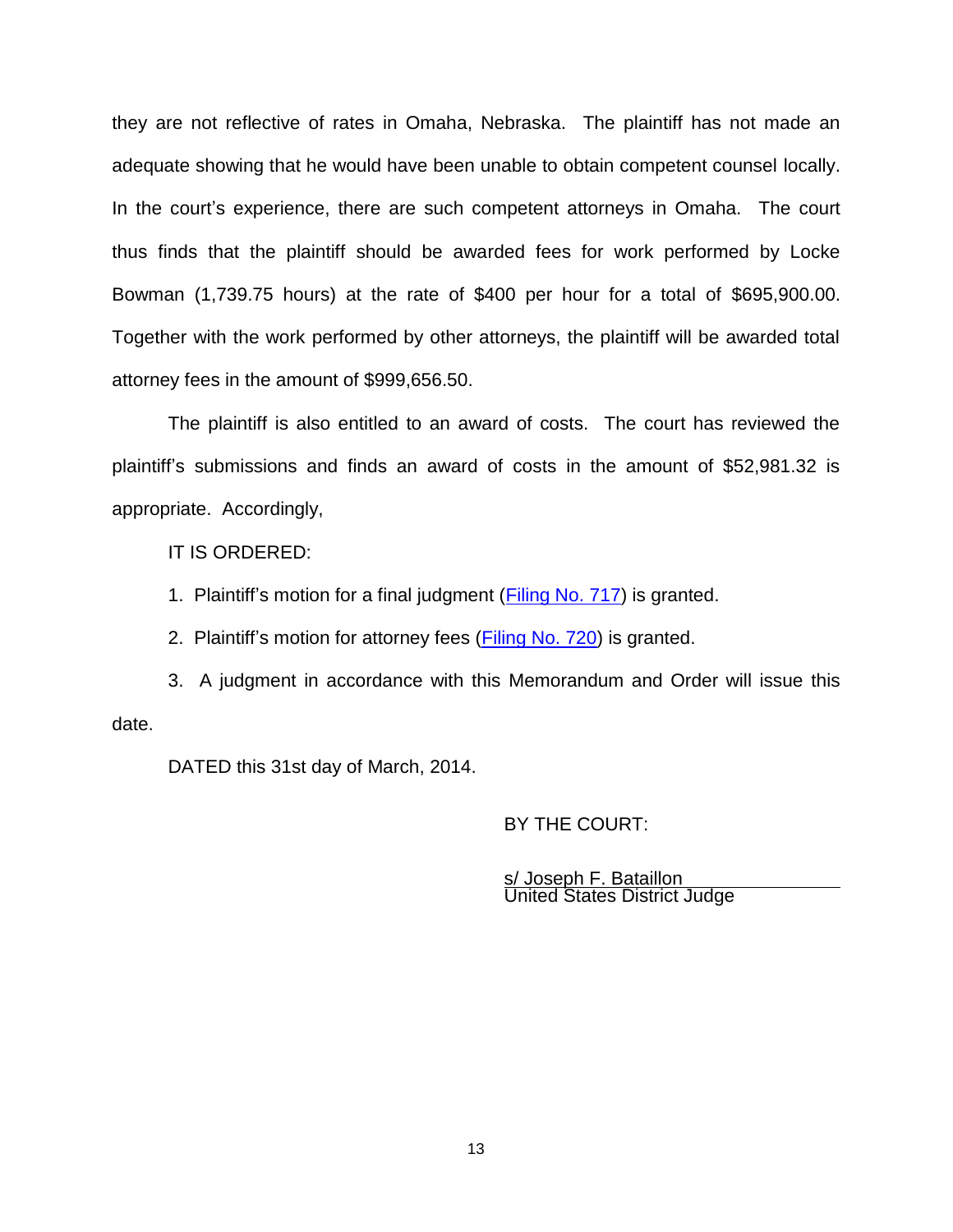they are not reflective of rates in Omaha, Nebraska. The plaintiff has not made an adequate showing that he would have been unable to obtain competent counsel locally. In the court's experience, there are such competent attorneys in Omaha. The court thus finds that the plaintiff should be awarded fees for work performed by Locke Bowman (1,739.75 hours) at the rate of $400 per hour for a total of $695,900.00. Together with the work performed by other attorneys, the plaintiff will be awarded total attorney fees in the amount of $999,656.50.

The plaintiff is also entitled to an award of costs. The court has reviewed the plaintiff's submissions and finds an award of costs in the amount of $52,981.32 is appropriate. Accordingly,

IT IS ORDERED:

1. Plaintiff's motion for a final judgment (Filing No. 717) is granted.

2. Plaintiff's motion for attorney fees (Filing No. 720) is granted.

3. A judgment in accordance with this Memorandum and Order will issue this date.

DATED this 31st day of March, 2014.

BY THE COURT:

s/ Joseph F. Bataillon
United States District Judge